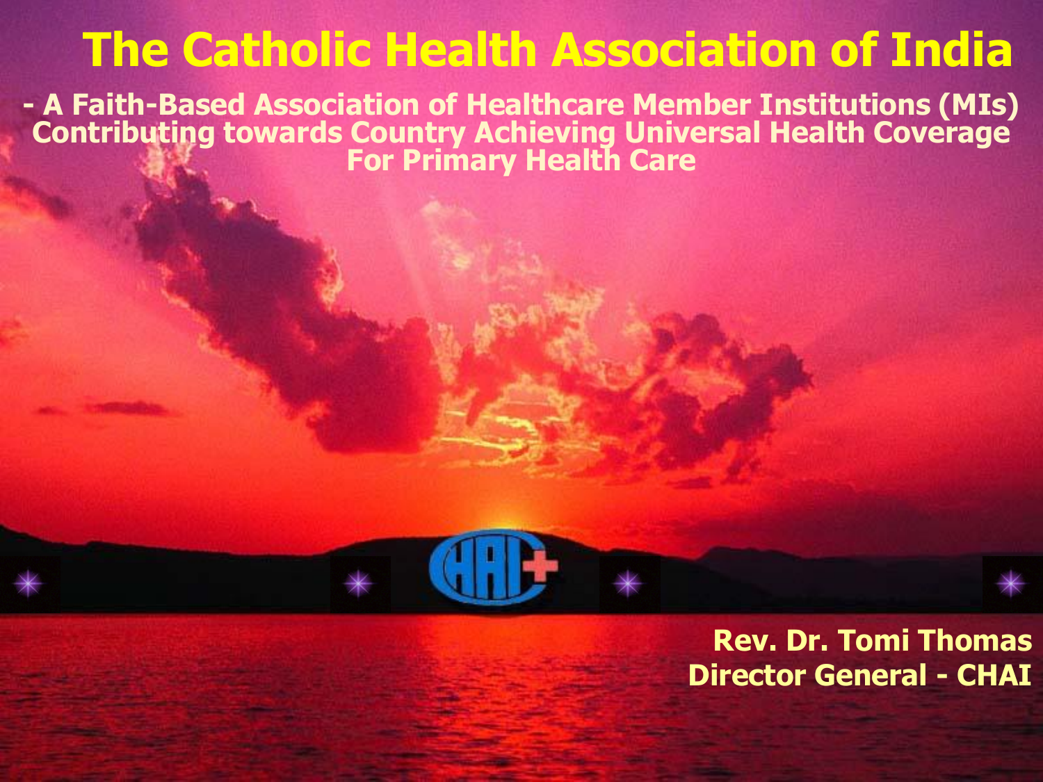# The Catholic Health Association of India

**- A Faith-Based Association of Healthcare Member Institutions (MIs) Contributing towards Country Achieving Universal Health Coverage For Primary Health Care**

**Rev. Dr. Tomi Thomas**
**Director General - CHAI**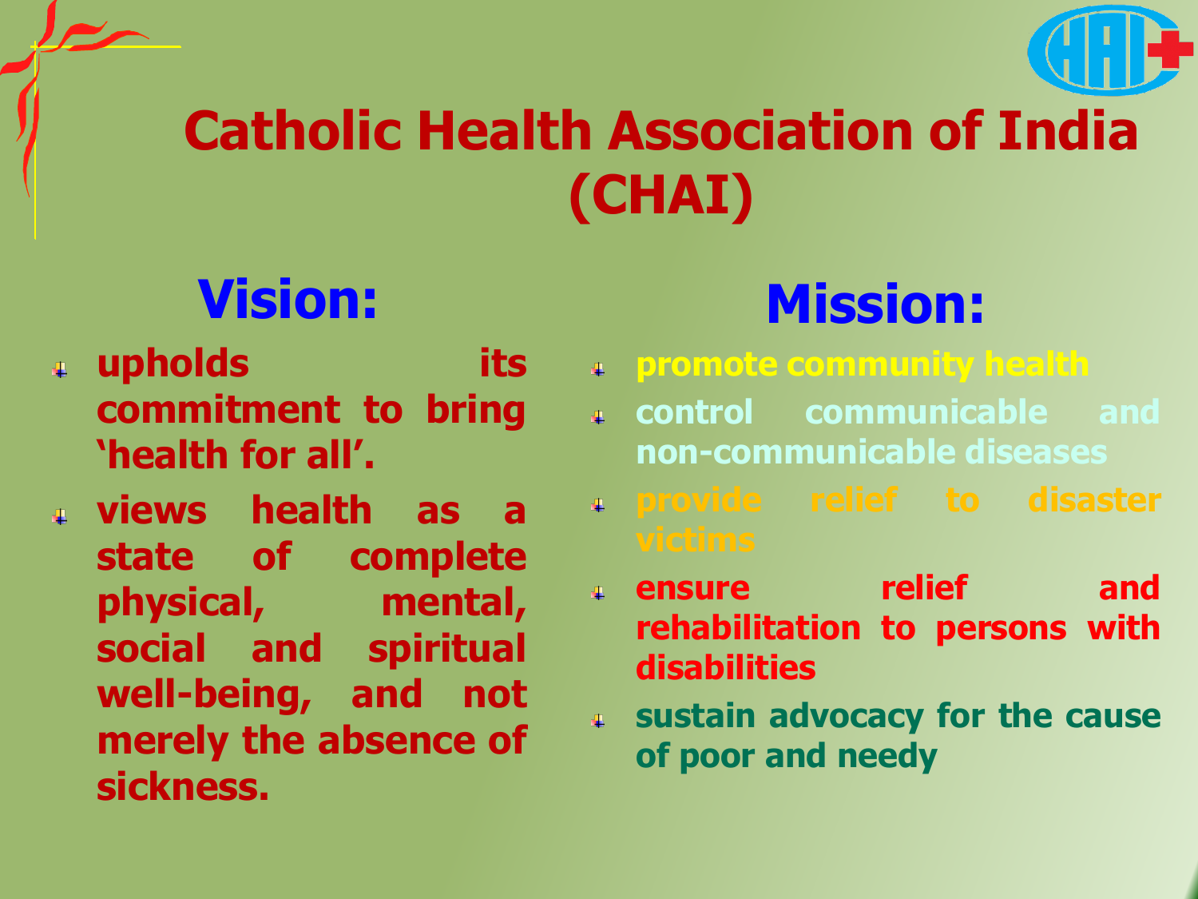# Catholic Health Association of India (CHAI)

## Vision:

- upholds its commitment to bring 'health for all'.
- views health as a state of complete physical, mental, social and spiritual well-being, and not merely the absence of sickness.

## Mission:

- promote community health
- control communicable and non-communicable diseases
- provide relief to disaster victims
- ensure relief and rehabilitation to persons with disabilities
- sustain advocacy for the cause of poor and needy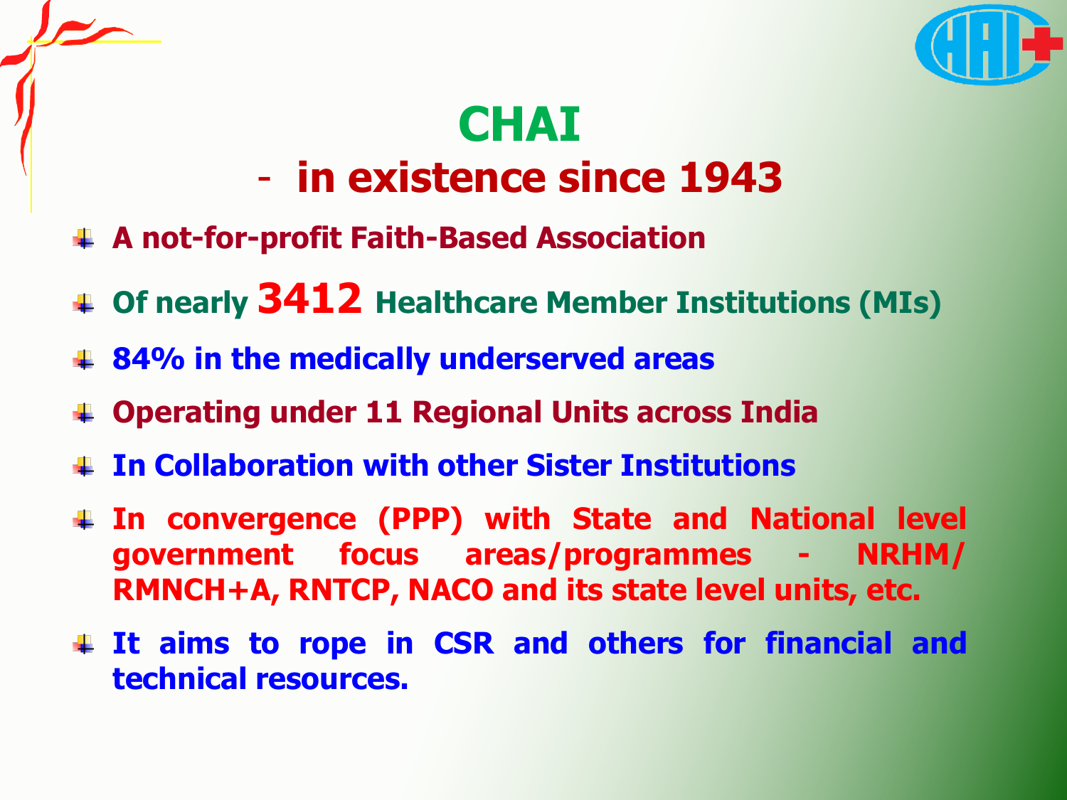# CHAI

## - in existence since 1943

- **A not-for-profit Faith-Based Association**
- **Of nearly 3412 Healthcare Member Institutions (MIs)**
- **84% in the medically underserved areas**
- **Operating under 11 Regional Units across India**
- **In Collaboration with other Sister Institutions**
- **In convergence (PPP) with State and National level government focus areas/programmes - NRHM/ RMNCH+A, RNTCP, NACO and its state level units, etc.**
- **It aims to rope in CSR and others for financial and technical resources.**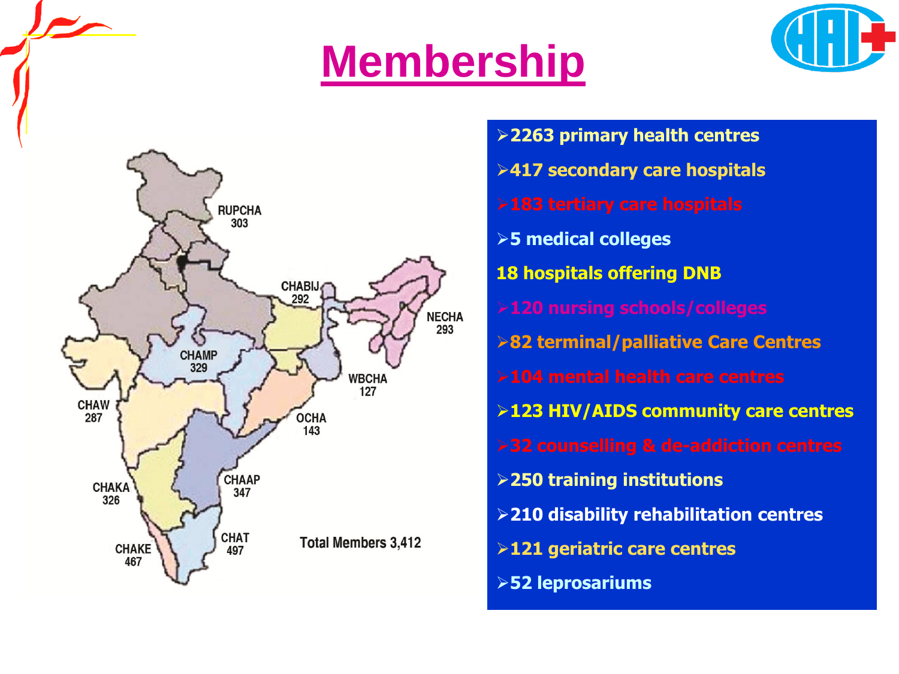# Membership

RUPCHA 303

CHABIJ 292

NECHA 293

CHAMP 329

WBCHA 127

CHAW 287

OCHA 143

CHAKA 326

CHAAP 347

CHAKE 467

CHAT 497

Total Members 3,412

- 2263 primary health centres
- 417 secondary care hospitals
- 183 tertiary care hospitals
- 5 medical colleges

18 hospitals offering DNB

- 120 nursing schools/colleges
- 82 terminal/palliative Care Centres
- 104 mental health care centres
- 123 HIV/AIDS community care centres
- 32 counselling & de-addiction centres
- 250 training institutions
- 210 disability rehabilitation centres
- 121 geriatric care centres
- 52 leprosariums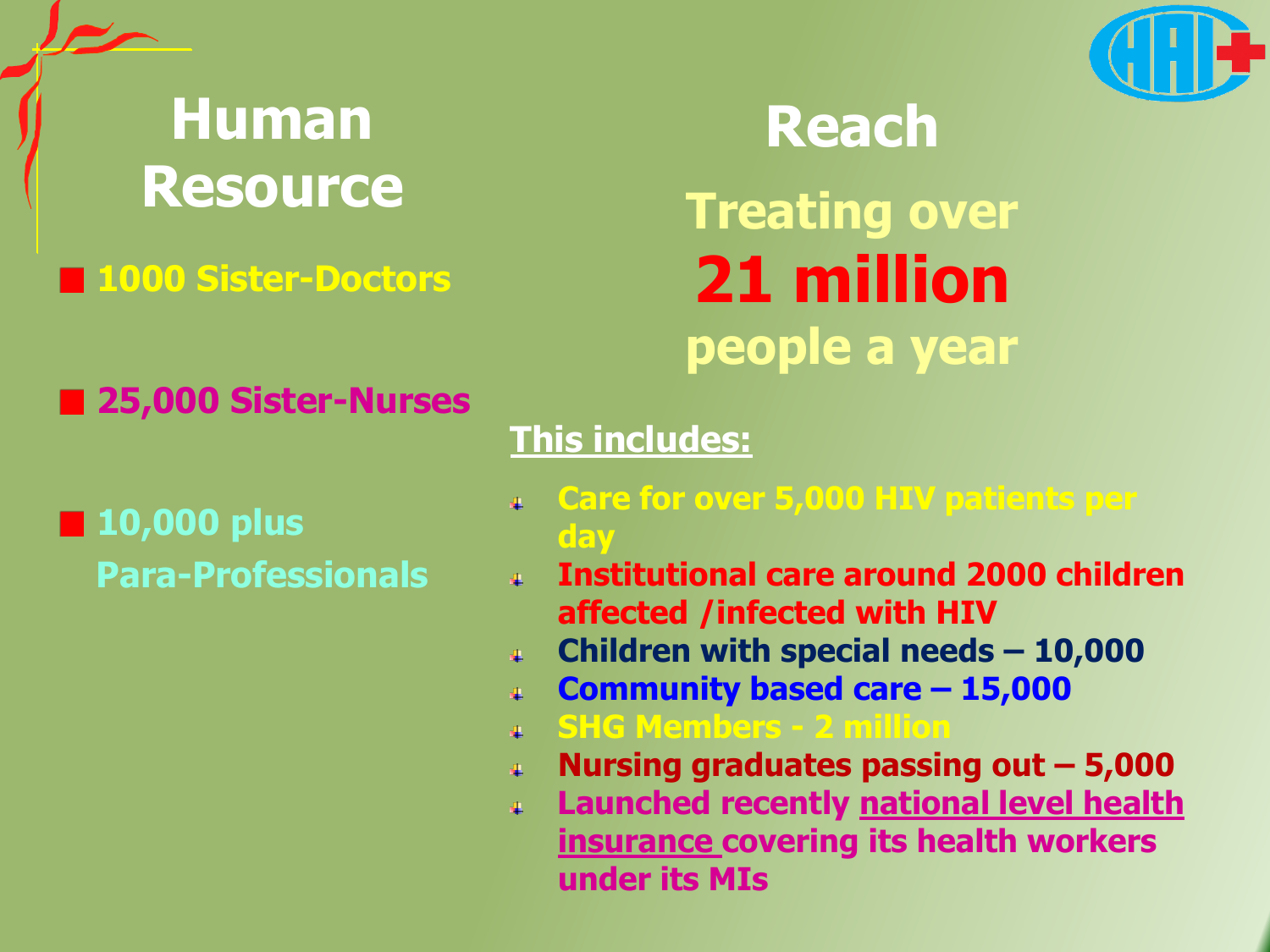# Human Resource

- 1000 Sister-Doctors
- 25,000 Sister-Nurses
- 10,000 plus Para-Professionals

# Reach

## Treating over **21 million** people a year

**This includes:**

- Care for over 5,000 HIV patients per day
- Institutional care around 2000 children affected /infected with HIV
- Children with special needs – 10,000
- Community based care – 15,000
- SHG Members - 2 million
- Nursing graduates passing out – 5,000
- Launched recently national level health insurance covering its health workers under its MIs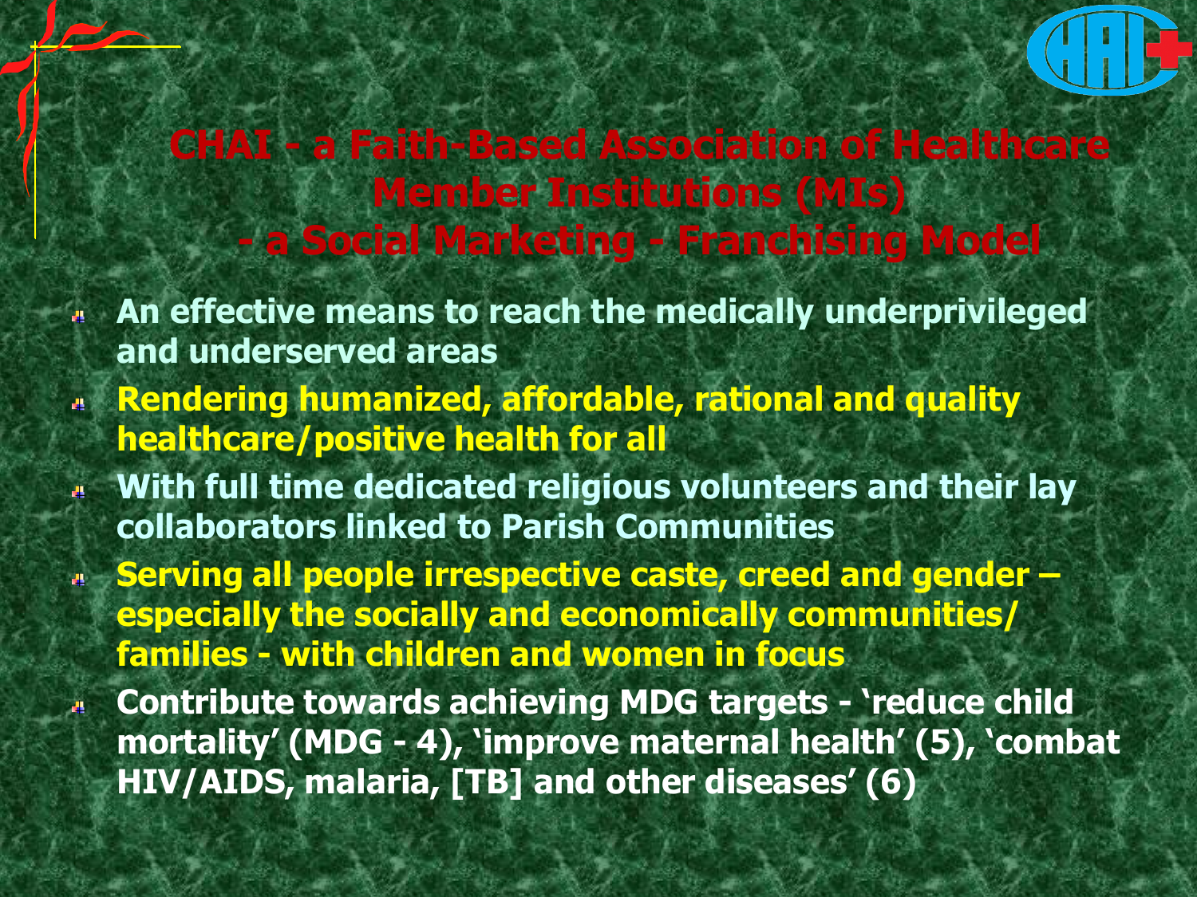# CHAI - a Faith-Based Association of Healthcare Member Institutions (MIs) - a Social Marketing - Franchising Model

- **An effective means to reach the medically underprivileged and underserved areas**
- **Rendering humanized, affordable, rational and quality healthcare/positive health for all**
- **With full time dedicated religious volunteers and their lay collaborators linked to Parish Communities**
- **Serving all people irrespective caste, creed and gender – especially the socially and economically communities/ families - with children and women in focus**
- **Contribute towards achieving MDG targets - 'reduce child mortality' (MDG - 4), 'improve maternal health' (5), 'combat HIV/AIDS, malaria, [TB] and other diseases' (6)**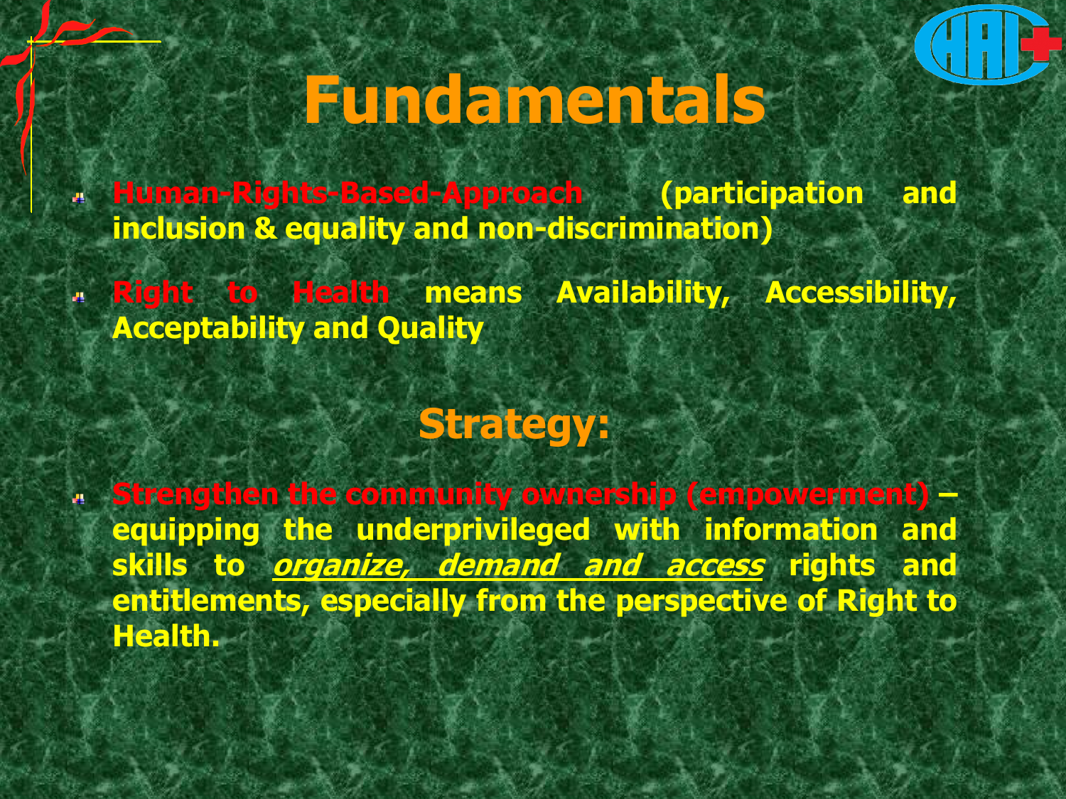# Fundamentals

- **Human-Rights-Based-Approach (participation and inclusion & equality and non-discrimination)**
- **Right to Health means Availability, Accessibility, Acceptability and Quality**

## Strategy:

- **Strengthen the community ownership (empowerment) – equipping the underprivileged with information and skills to *organize, demand and access* rights and entitlements, especially from the perspective of Right to Health.**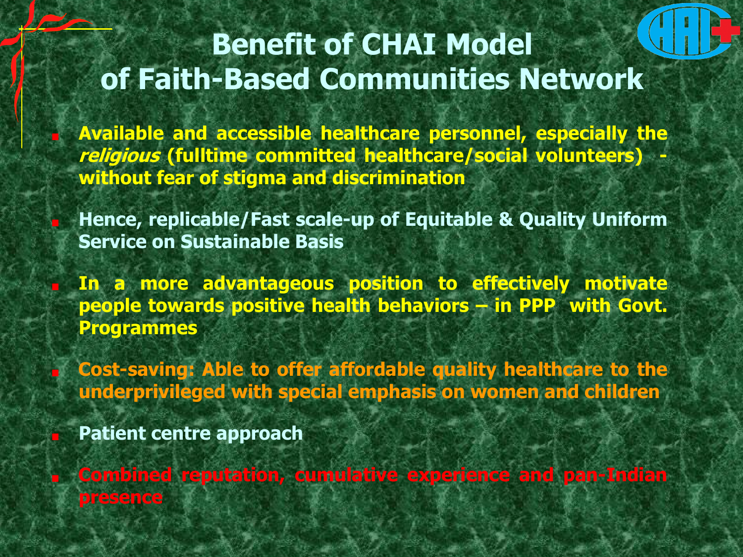# Benefit of CHAI Model of Faith-Based Communities Network

- Available and accessible healthcare personnel, especially the *religious* (fulltime committed healthcare/social volunteers) - without fear of stigma and discrimination
- Hence, replicable/Fast scale-up of Equitable & Quality Uniform Service on Sustainable Basis
- In a more advantageous position to effectively motivate people towards positive health behaviors – in PPP with Govt. Programmes
- Cost-saving: Able to offer affordable quality healthcare to the underprivileged with special emphasis on women and children
- Patient centre approach
- Combined reputation, cumulative experience and pan-Indian presence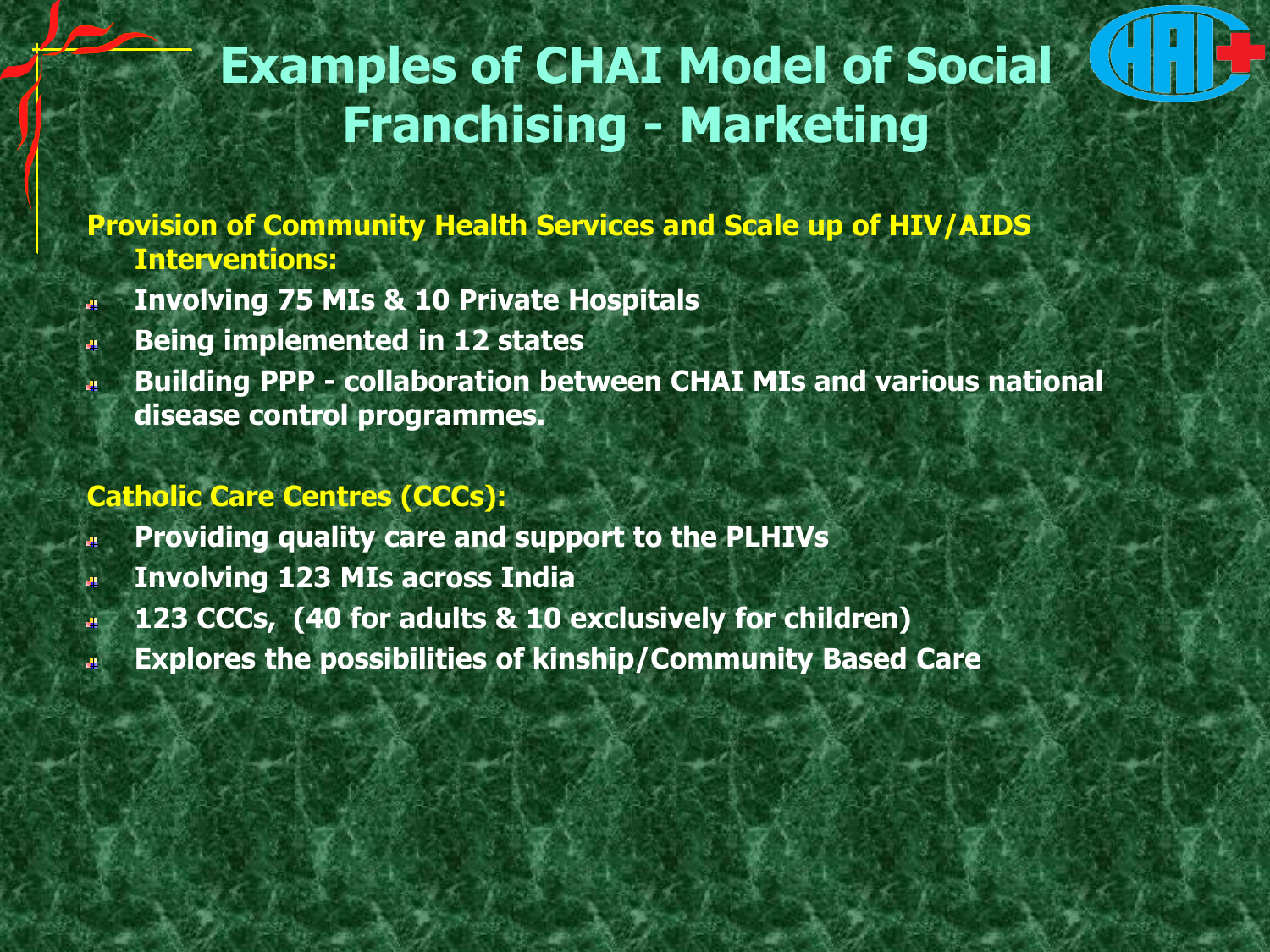# Examples of CHAI Model of Social Franchising - Marketing

**Provision of Community Health Services and Scale up of HIV/AIDS Interventions:**

- **Involving 75 MIs & 10 Private Hospitals**
- **Being implemented in 12 states**
- **Building PPP - collaboration between CHAI MIs and various national disease control programmes.**

**Catholic Care Centres (CCCs):**

- **Providing quality care and support to the PLHIVs**
- **Involving 123 MIs across India**
- **123 CCCs, (40 for adults & 10 exclusively for children)**
- **Explores the possibilities of kinship/Community Based Care**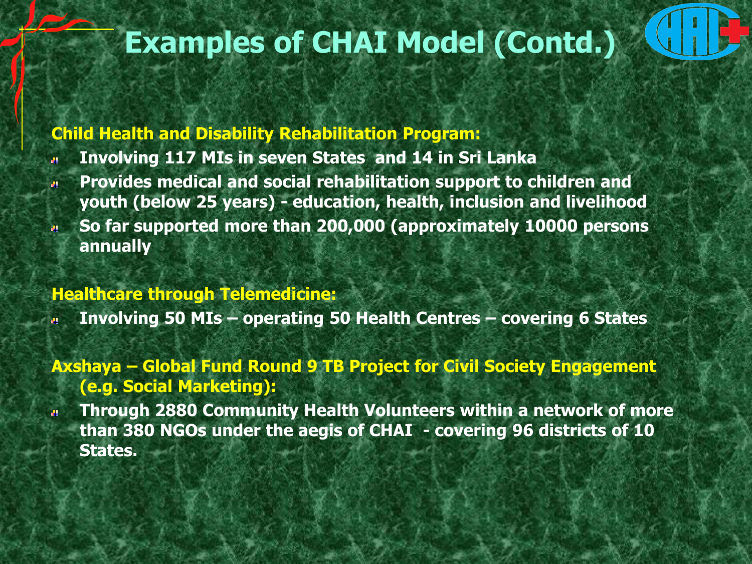# Examples of CHAI Model (Contd.)

**Child Health and Disability Rehabilitation Program:**

- **Involving 117 MIs in seven States and 14 in Sri Lanka**
- **Provides medical and social rehabilitation support to children and youth (below 25 years) - education, health, inclusion and livelihood**
- **So far supported more than 200,000 (approximately 10000 persons annually**

**Healthcare through Telemedicine:**

- **Involving 50 MIs – operating 50 Health Centres – covering 6 States**

**Axshaya – Global Fund Round 9 TB Project for Civil Society Engagement (e.g. Social Marketing):**

- **Through 2880 Community Health Volunteers within a network of more than 380 NGOs under the aegis of CHAI - covering 96 districts of 10 States.**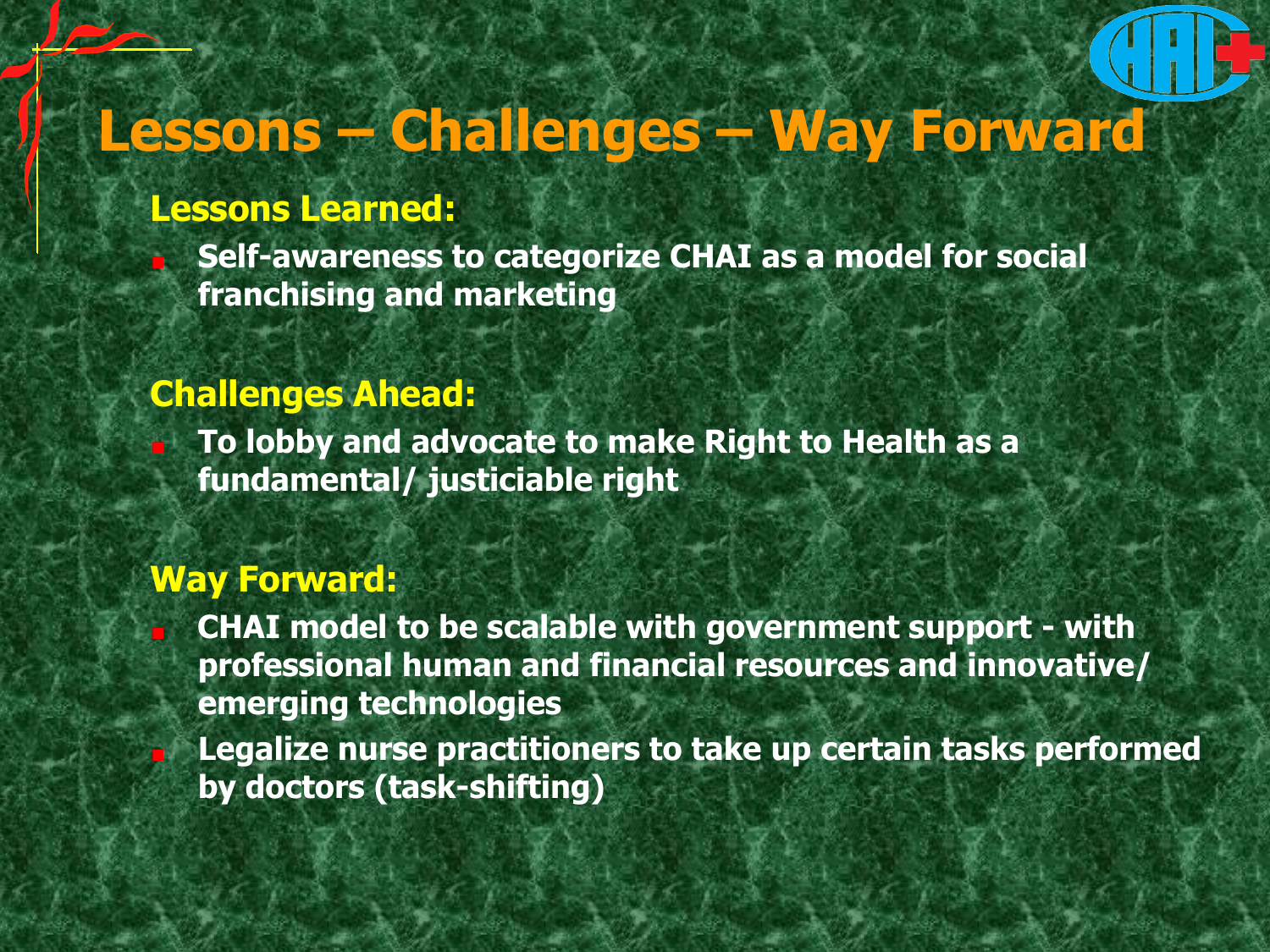# Lessons – Challenges – Way Forward

## Lessons Learned:

- Self-awareness to categorize CHAI as a model for social franchising and marketing

## Challenges Ahead:

- To lobby and advocate to make Right to Health as a fundamental/ justiciable right

## Way Forward:

- CHAI model to be scalable with government support - with professional human and financial resources and innovative/ emerging technologies
- Legalize nurse practitioners to take up certain tasks performed by doctors (task-shifting)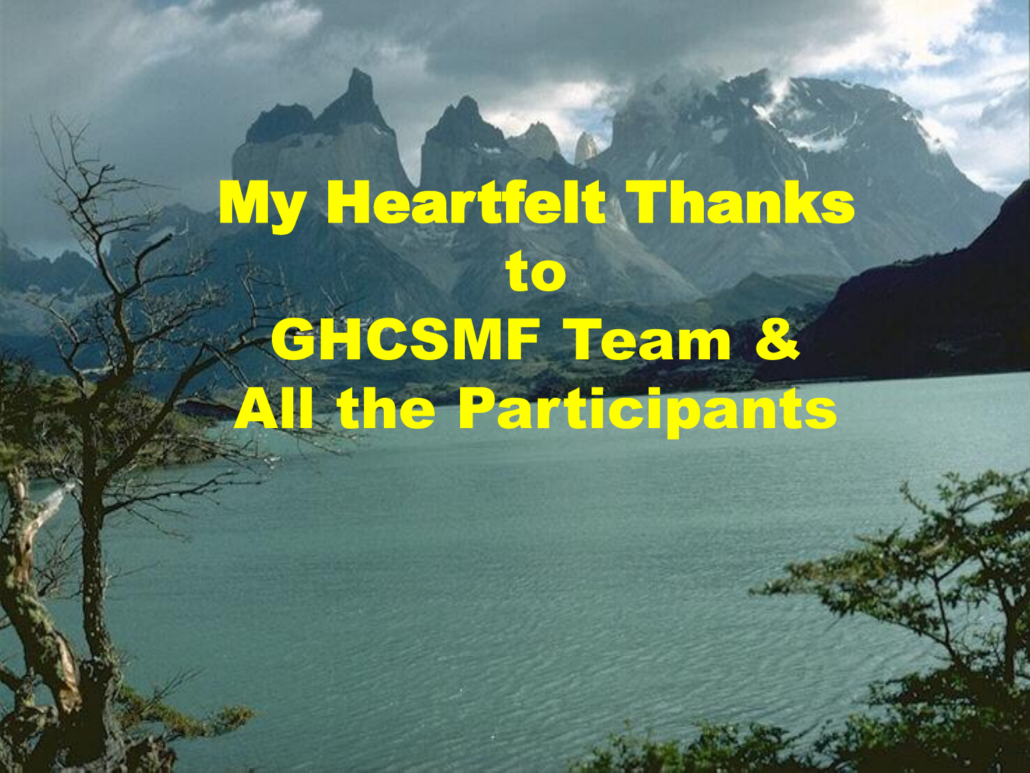# My Heartfelt Thanks to GHCSMF Team & All the Participants